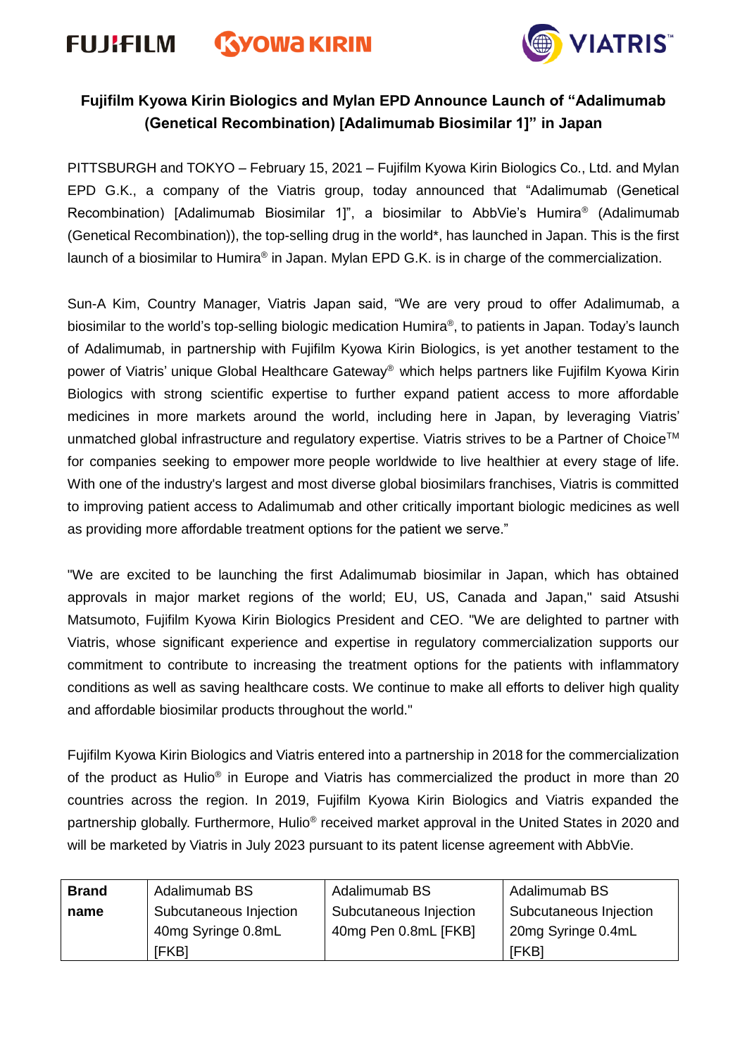FUJIFILM KYOWA KIRIN VIATRIS™

## Fujifilm Kyowa Kirin Biologics and Mylan EPD Announce Launch of "Adalimumab (Genetical Recombination) [Adalimumab Biosimilar 1]" in Japan

PITTSBURGH and TOKYO – February 15, 2021 – Fujifilm Kyowa Kirin Biologics Co., Ltd. and Mylan EPD G.K., a company of the Viatris group, today announced that "Adalimumab (Genetical Recombination) [Adalimumab Biosimilar 1]", a biosimilar to AbbVie's Humira® (Adalimumab (Genetical Recombination)), the top-selling drug in the world*, has launched in Japan. This is the first launch of a biosimilar to Humira® in Japan. Mylan EPD G.K. is in charge of the commercialization.

Sun-A Kim, Country Manager, Viatris Japan said, "We are very proud to offer Adalimumab, a biosimilar to the world's top-selling biologic medication Humira®, to patients in Japan. Today's launch of Adalimumab, in partnership with Fujifilm Kyowa Kirin Biologics, is yet another testament to the power of Viatris' unique Global Healthcare Gateway® which helps partners like Fujifilm Kyowa Kirin Biologics with strong scientific expertise to further expand patient access to more affordable medicines in more markets around the world, including here in Japan, by leveraging Viatris' unmatched global infrastructure and regulatory expertise. Viatris strives to be a Partner of Choice™ for companies seeking to empower more people worldwide to live healthier at every stage of life. With one of the industry's largest and most diverse global biosimilars franchises, Viatris is committed to improving patient access to Adalimumab and other critically important biologic medicines as well as providing more affordable treatment options for the patient we serve."

"We are excited to be launching the first Adalimumab biosimilar in Japan, which has obtained approvals in major market regions of the world; EU, US, Canada and Japan," said Atsushi Matsumoto, Fujifilm Kyowa Kirin Biologics President and CEO. "We are delighted to partner with Viatris, whose significant experience and expertise in regulatory commercialization supports our commitment to contribute to increasing the treatment options for the patients with inflammatory conditions as well as saving healthcare costs. We continue to make all efforts to deliver high quality and affordable biosimilar products throughout the world."

Fujifilm Kyowa Kirin Biologics and Viatris entered into a partnership in 2018 for the commercialization of the product as Hulio® in Europe and Viatris has commercialized the product in more than 20 countries across the region. In 2019, Fujifilm Kyowa Kirin Biologics and Viatris expanded the partnership globally. Furthermore, Hulio® received market approval in the United States in 2020 and will be marketed by Viatris in July 2023 pursuant to its patent license agreement with AbbVie.

| **Brand name** | Adalimumab BS Subcutaneous Injection 40mg Syringe 0.8mL [FKB] | Adalimumab BS Subcutaneous Injection 40mg Pen 0.8mL [FKB] | Adalimumab BS Subcutaneous Injection 20mg Syringe 0.4mL [FKB] |
|---|---|---|---|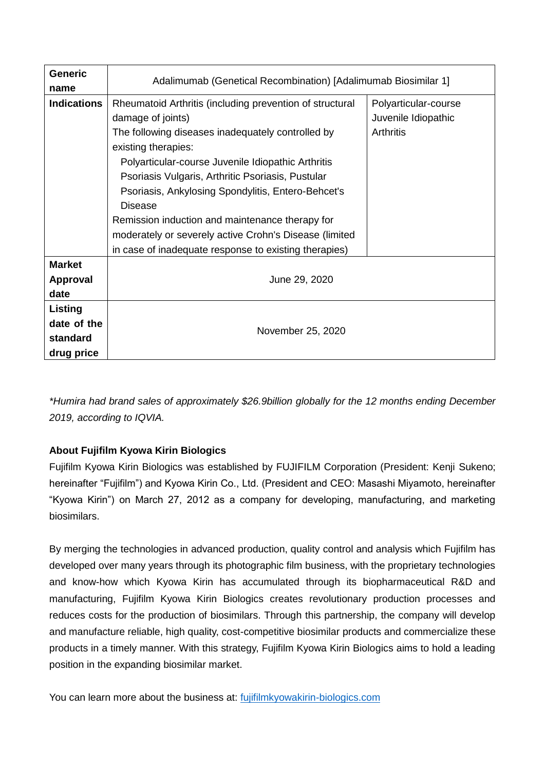| Generic name | Adalimumab (Genetical Recombination) [Adalimumab Biosimilar 1] | |
|---|---|---|
| Indications | Rheumatoid Arthritis (including prevention of structural damage of joints)<br>The following diseases inadequately controlled by existing therapies:<br>Polyarticular-course Juvenile Idiopathic Arthritis<br>Psoriasis Vulgaris, Arthritic Psoriasis, Pustular Psoriasis, Ankylosing Spondylitis, Entero-Behcet's Disease<br>Remission induction and maintenance therapy for moderately or severely active Crohn's Disease (limited in case of inadequate response to existing therapies) | Polyarticular-course Juvenile Idiopathic Arthritis |
| Market Approval date | June 29, 2020 | |
| Listing date of the standard drug price | November 25, 2020 | |

*\*Humira had brand sales of approximately $26.9billion globally for the 12 months ending December 2019, according to IQVIA.*

**About Fujifilm Kyowa Kirin Biologics**

Fujifilm Kyowa Kirin Biologics was established by FUJIFILM Corporation (President: Kenji Sukeno; hereinafter "Fujifilm") and Kyowa Kirin Co., Ltd. (President and CEO: Masashi Miyamoto, hereinafter "Kyowa Kirin") on March 27, 2012 as a company for developing, manufacturing, and marketing biosimilars.

By merging the technologies in advanced production, quality control and analysis which Fujifilm has developed over many years through its photographic film business, with the proprietary technologies and know-how which Kyowa Kirin has accumulated through its biopharmaceutical R&D and manufacturing, Fujifilm Kyowa Kirin Biologics creates revolutionary production processes and reduces costs for the production of biosimilars. Through this partnership, the company will develop and manufacture reliable, high quality, cost-competitive biosimilar products and commercialize these products in a timely manner. With this strategy, Fujifilm Kyowa Kirin Biologics aims to hold a leading position in the expanding biosimilar market.

You can learn more about the business at: [fujifilmkyowakirin-biologics.com](fujifilmkyowakirin-biologics.com)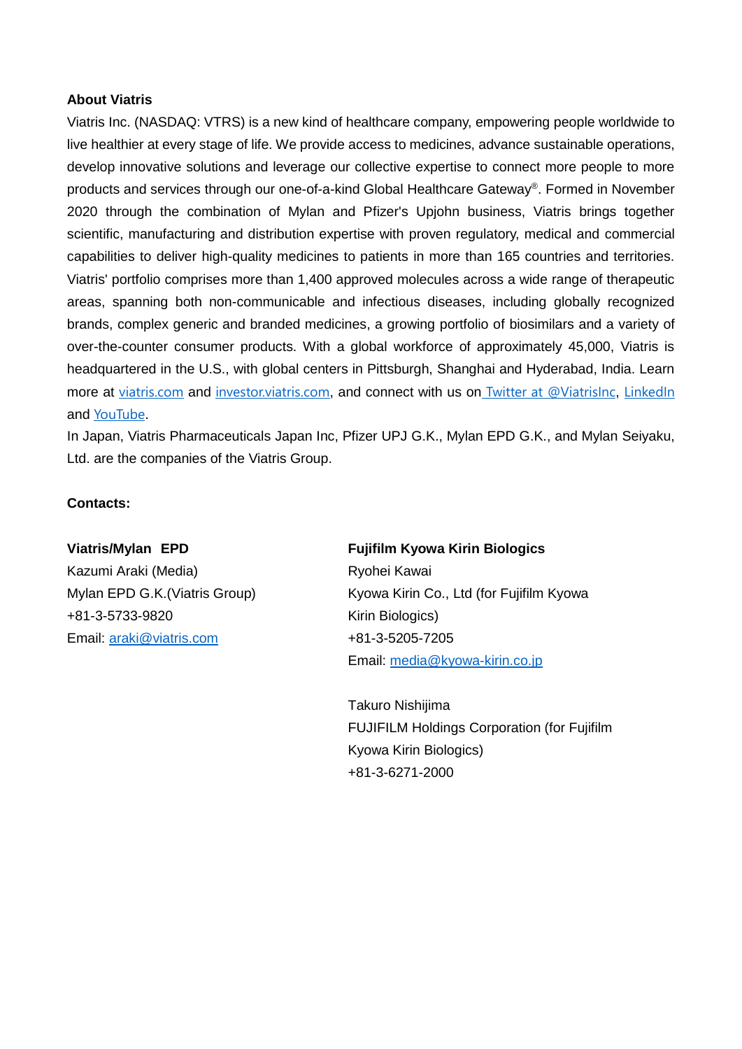**About Viatris**

Viatris Inc. (NASDAQ: VTRS) is a new kind of healthcare company, empowering people worldwide to live healthier at every stage of life. We provide access to medicines, advance sustainable operations, develop innovative solutions and leverage our collective expertise to connect more people to more products and services through our one-of-a-kind Global Healthcare Gateway®. Formed in November 2020 through the combination of Mylan and Pfizer's Upjohn business, Viatris brings together scientific, manufacturing and distribution expertise with proven regulatory, medical and commercial capabilities to deliver high-quality medicines to patients in more than 165 countries and territories. Viatris' portfolio comprises more than 1,400 approved molecules across a wide range of therapeutic areas, spanning both non-communicable and infectious diseases, including globally recognized brands, complex generic and branded medicines, a growing portfolio of biosimilars and a variety of over-the-counter consumer products. With a global workforce of approximately 45,000, Viatris is headquartered in the U.S., with global centers in Pittsburgh, Shanghai and Hyderabad, India. Learn more at viatris.com and investor.viatris.com, and connect with us on Twitter at @ViatrisInc, LinkedIn and YouTube.

In Japan, Viatris Pharmaceuticals Japan Inc, Pfizer UPJ G.K., Mylan EPD G.K., and Mylan Seiyaku, Ltd. are the companies of the Viatris Group.

**Contacts:**

**Viatris/Mylan EPD**
Kazumi Araki (Media)
Mylan EPD G.K.(Viatris Group)
+81-3-5733-9820
Email: araki@viatris.com

**Fujifilm Kyowa Kirin Biologics**
Ryohei Kawai
Kyowa Kirin Co., Ltd (for Fujifilm Kyowa Kirin Biologics)
+81-3-5205-7205
Email: media@kyowa-kirin.co.jp

Takuro Nishijima
FUJIFILM Holdings Corporation (for Fujifilm Kyowa Kirin Biologics)
+81-3-6271-2000